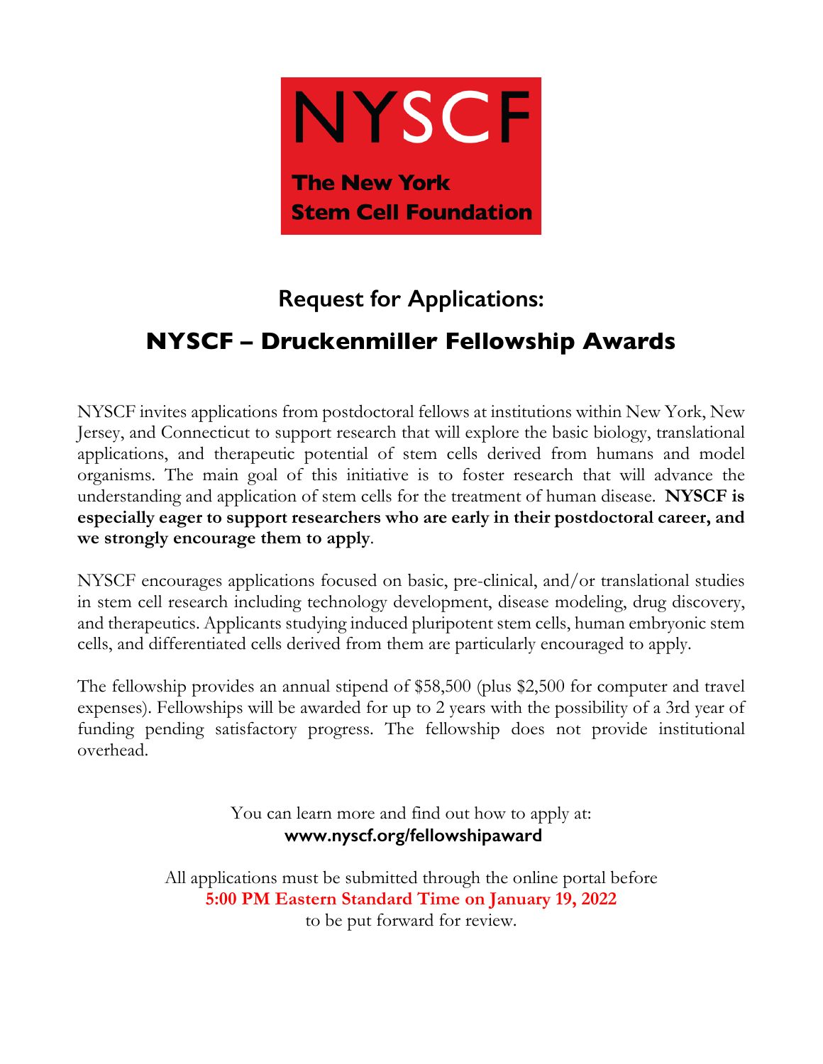NYSCF

**The New York Stem Cell Foundation**

## Request for Applications:

# NYSCF – Druckenmiller Fellowship Awards

NYSCF invites applications from postdoctoral fellows at institutions within New York, New Jersey, and Connecticut to support research that will explore the basic biology, translational applications, and therapeutic potential of stem cells derived from humans and model organisms. The main goal of this initiative is to foster research that will advance the understanding and application of stem cells for the treatment of human disease. **NYSCF is especially eager to support researchers who are early in their postdoctoral career, and we strongly encourage them to apply**.

NYSCF encourages applications focused on basic, pre-clinical, and/or translational studies in stem cell research including technology development, disease modeling, drug discovery, and therapeutics. Applicants studying induced pluripotent stem cells, human embryonic stem cells, and differentiated cells derived from them are particularly encouraged to apply.

The fellowship provides an annual stipend of $58,500 (plus $2,500 for computer and travel expenses). Fellowships will be awarded for up to 2 years with the possibility of a 3rd year of funding pending satisfactory progress. The fellowship does not provide institutional overhead.

You can learn more and find out how to apply at:
**www.nyscf.org/fellowshipaward**

All applications must be submitted through the online portal before
**5:00 PM Eastern Standard Time on January 19, 2022**
to be put forward for review.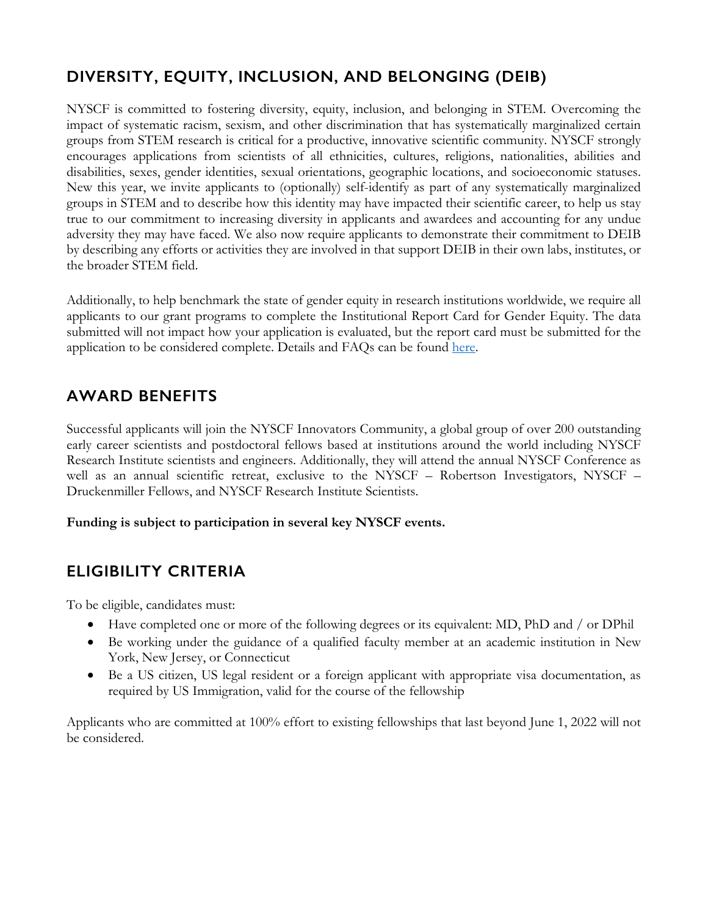## DIVERSITY, EQUITY, INCLUSION, AND BELONGING (DEIB)

NYSCF is committed to fostering diversity, equity, inclusion, and belonging in STEM. Overcoming the impact of systematic racism, sexism, and other discrimination that has systematically marginalized certain groups from STEM research is critical for a productive, innovative scientific community. NYSCF strongly encourages applications from scientists of all ethnicities, cultures, religions, nationalities, abilities and disabilities, sexes, gender identities, sexual orientations, geographic locations, and socioeconomic statuses. New this year, we invite applicants to (optionally) self-identify as part of any systematically marginalized groups in STEM and to describe how this identity may have impacted their scientific career, to help us stay true to our commitment to increasing diversity in applicants and awardees and accounting for any undue adversity they may have faced. We also now require applicants to demonstrate their commitment to DEIB by describing any efforts or activities they are involved in that support DEIB in their own labs, institutes, or the broader STEM field.

Additionally, to help benchmark the state of gender equity in research institutions worldwide, we require all applicants to our grant programs to complete the Institutional Report Card for Gender Equity. The data submitted will not impact how your application is evaluated, but the report card must be submitted for the application to be considered complete. Details and FAQs can be found here.

## AWARD BENEFITS

Successful applicants will join the NYSCF Innovators Community, a global group of over 200 outstanding early career scientists and postdoctoral fellows based at institutions around the world including NYSCF Research Institute scientists and engineers. Additionally, they will attend the annual NYSCF Conference as well as an annual scientific retreat, exclusive to the NYSCF – Robertson Investigators, NYSCF – Druckenmiller Fellows, and NYSCF Research Institute Scientists.

**Funding is subject to participation in several key NYSCF events.**

## ELIGIBILITY CRITERIA

To be eligible, candidates must:

- Have completed one or more of the following degrees or its equivalent: MD, PhD and / or DPhil
- Be working under the guidance of a qualified faculty member at an academic institution in New York, New Jersey, or Connecticut
- Be a US citizen, US legal resident or a foreign applicant with appropriate visa documentation, as required by US Immigration, valid for the course of the fellowship

Applicants who are committed at 100% effort to existing fellowships that last beyond June 1, 2022 will not be considered.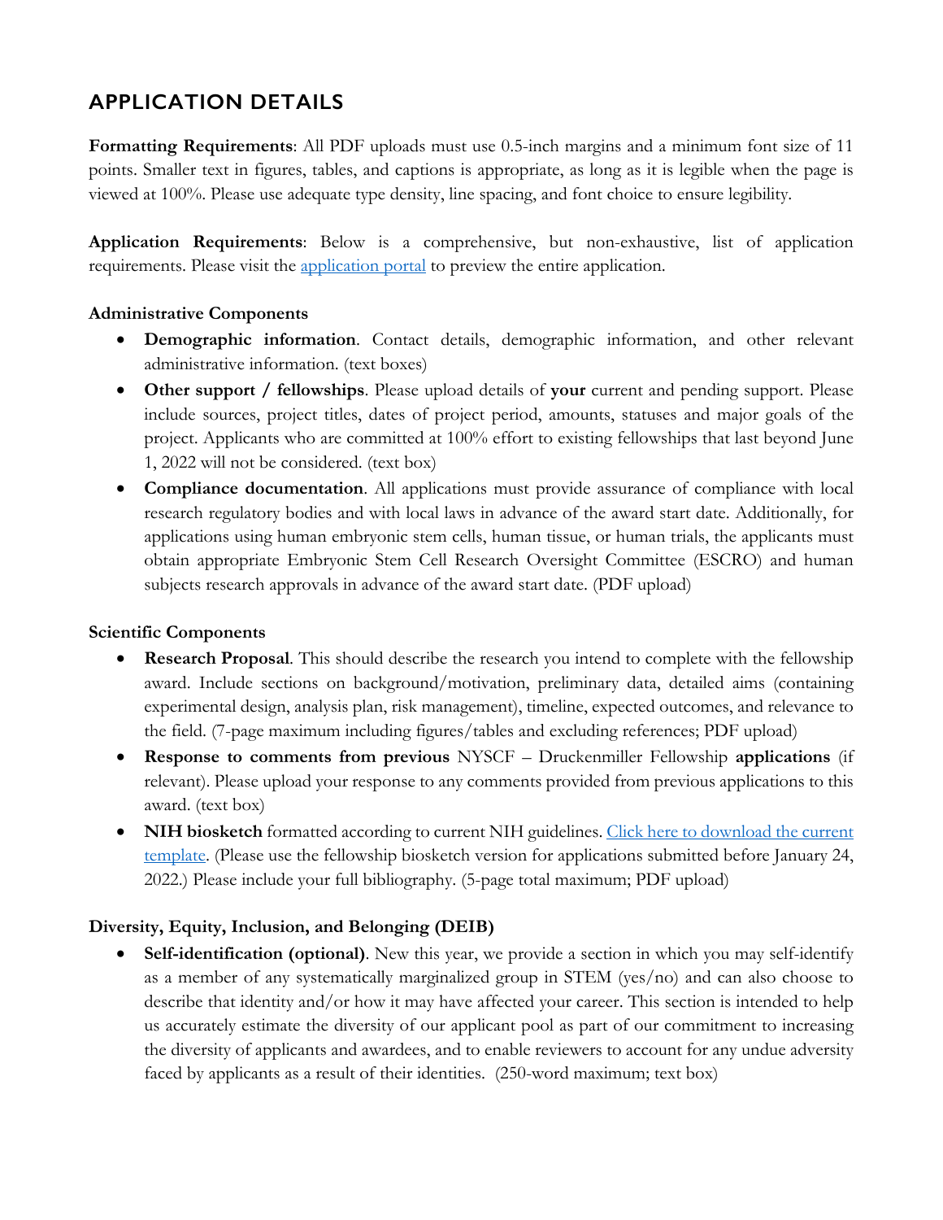## APPLICATION DETAILS

**Formatting Requirements**: All PDF uploads must use 0.5-inch margins and a minimum font size of 11 points. Smaller text in figures, tables, and captions is appropriate, as long as it is legible when the page is viewed at 100%. Please use adequate type density, line spacing, and font choice to ensure legibility.

**Application Requirements**: Below is a comprehensive, but non-exhaustive, list of application requirements. Please visit the [application portal]() to preview the entire application.

### Administrative Components

- **Demographic information**. Contact details, demographic information, and other relevant administrative information. (text boxes)
- **Other support / fellowships**. Please upload details of **your** current and pending support. Please include sources, project titles, dates of project period, amounts, statuses and major goals of the project. Applicants who are committed at 100% effort to existing fellowships that last beyond June 1, 2022 will not be considered. (text box)
- **Compliance documentation**. All applications must provide assurance of compliance with local research regulatory bodies and with local laws in advance of the award start date. Additionally, for applications using human embryonic stem cells, human tissue, or human trials, the applicants must obtain appropriate Embryonic Stem Cell Research Oversight Committee (ESCRO) and human subjects research approvals in advance of the award start date. (PDF upload)

### Scientific Components

- **Research Proposal**. This should describe the research you intend to complete with the fellowship award. Include sections on background/motivation, preliminary data, detailed aims (containing experimental design, analysis plan, risk management), timeline, expected outcomes, and relevance to the field. (7-page maximum including figures/tables and excluding references; PDF upload)
- **Response to comments from previous** NYSCF – Druckenmiller Fellowship **applications** (if relevant). Please upload your response to any comments provided from previous applications to this award. (text box)
- **NIH biosketch** formatted according to current NIH guidelines. [Click here to download the current template](). (Please use the fellowship biosketch version for applications submitted before January 24, 2022.) Please include your full bibliography. (5-page total maximum; PDF upload)

### Diversity, Equity, Inclusion, and Belonging (DEIB)

- **Self-identification (optional)**. New this year, we provide a section in which you may self-identify as a member of any systematically marginalized group in STEM (yes/no) and can also choose to describe that identity and/or how it may have affected your career. This section is intended to help us accurately estimate the diversity of our applicant pool as part of our commitment to increasing the diversity of applicants and awardees, and to enable reviewers to account for any undue adversity faced by applicants as a result of their identities. (250-word maximum; text box)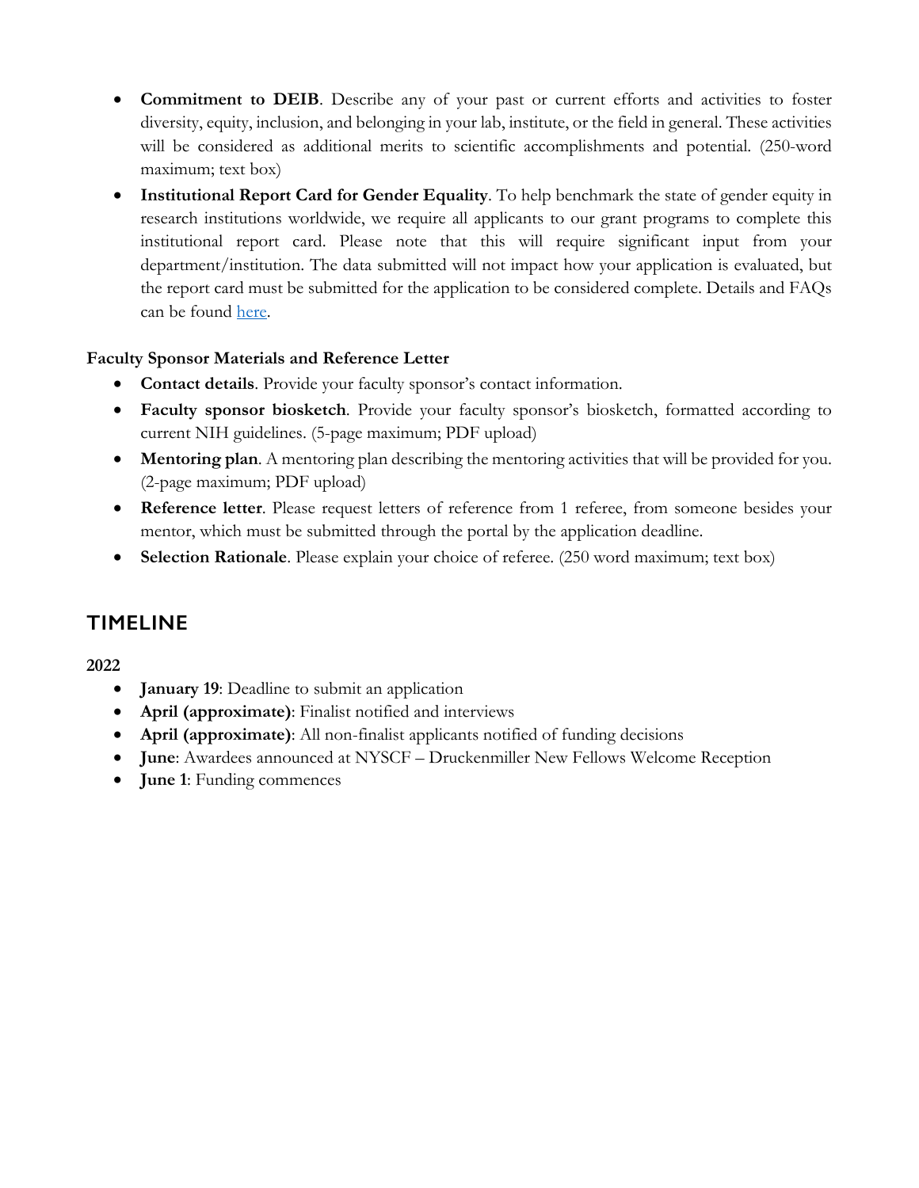- **Commitment to DEIB**. Describe any of your past or current efforts and activities to foster diversity, equity, inclusion, and belonging in your lab, institute, or the field in general. These activities will be considered as additional merits to scientific accomplishments and potential. (250-word maximum; text box)
- **Institutional Report Card for Gender Equality**. To help benchmark the state of gender equity in research institutions worldwide, we require all applicants to our grant programs to complete this institutional report card. Please note that this will require significant input from your department/institution. The data submitted will not impact how your application is evaluated, but the report card must be submitted for the application to be considered complete. Details and FAQs can be found here.

**Faculty Sponsor Materials and Reference Letter**

- **Contact details**. Provide your faculty sponsor's contact information.
- **Faculty sponsor biosketch**. Provide your faculty sponsor's biosketch, formatted according to current NIH guidelines. (5-page maximum; PDF upload)
- **Mentoring plan**. A mentoring plan describing the mentoring activities that will be provided for you. (2-page maximum; PDF upload)
- **Reference letter**. Please request letters of reference from 1 referee, from someone besides your mentor, which must be submitted through the portal by the application deadline.
- **Selection Rationale**. Please explain your choice of referee. (250 word maximum; text box)

## TIMELINE

**2022**

- **January 19**: Deadline to submit an application
- **April (approximate)**: Finalist notified and interviews
- **April (approximate)**: All non-finalist applicants notified of funding decisions
- **June**: Awardees announced at NYSCF – Druckenmiller New Fellows Welcome Reception
- **June 1**: Funding commences